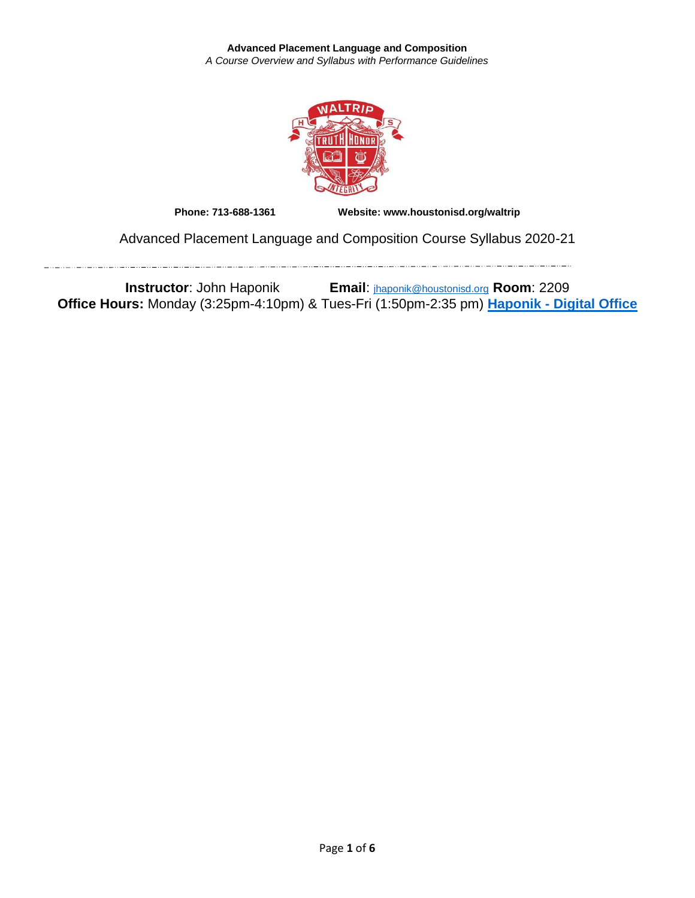**Advanced Placement Language and Composition**

*A Course Overview and Syllabus with Performance Guidelines*

**Phone: 713-688-1361** **Website: www.houstonisd.org/waltrip**

Advanced Placement Language and Composition Course Syllabus 2020-21

---

**Instructor**: John Haponik **Email**: jhaponik@houstonisd.org **Room**: 2209

**Office Hours:** Monday (3:25pm-4:10pm) & Tues-Fri (1:50pm-2:35 pm) **Haponik - Digital Office**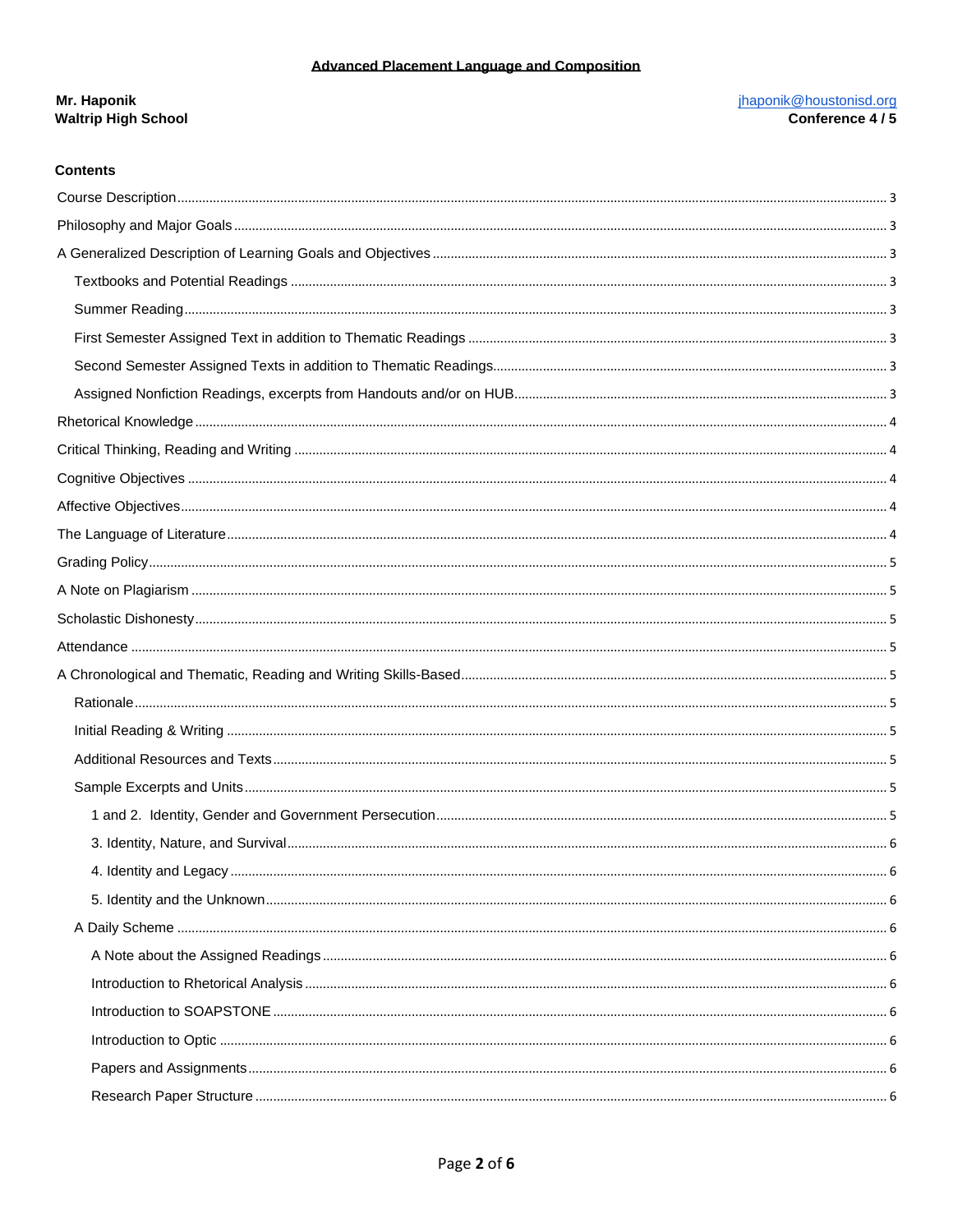**Advanced Placement Language and Composition**

**Mr. Haponik**
**Waltrip High School**

jhaponik@houstonisd.org
**Conference 4 / 5**

**Contents**

Course Description ........ 3

Philosophy and Major Goals ........ 3

A Generalized Description of Learning Goals and Objectives ........ 3

- Textbooks and Potential Readings ........ 3
- Summer Reading ........ 3
- First Semester Assigned Text in addition to Thematic Readings ........ 3
- Second Semester Assigned Texts in addition to Thematic Readings ........ 3
- Assigned Nonfiction Readings, excerpts from Handouts and/or on HUB ........ 3

Rhetorical Knowledge ........ 4

Critical Thinking, Reading and Writing ........ 4

Cognitive Objectives ........ 4

Affective Objectives ........ 4

The Language of Literature ........ 4

Grading Policy ........ 5

A Note on Plagiarism ........ 5

Scholastic Dishonesty ........ 5

Attendance ........ 5

A Chronological and Thematic, Reading and Writing Skills-Based ........ 5

- Rationale ........ 5
- Initial Reading & Writing ........ 5
- Additional Resources and Texts ........ 5
- Sample Excerpts and Units ........ 5
  - 1 and 2. Identity, Gender and Government Persecution ........ 5
  - 3. Identity, Nature, and Survival ........ 6
  - 4. Identity and Legacy ........ 6
  - 5. Identity and the Unknown ........ 6
- A Daily Scheme ........ 6
  - A Note about the Assigned Readings ........ 6
  - Introduction to Rhetorical Analysis ........ 6
  - Introduction to SOAPSTONE ........ 6
  - Introduction to Optic ........ 6
  - Papers and Assignments ........ 6
  - Research Paper Structure ........ 6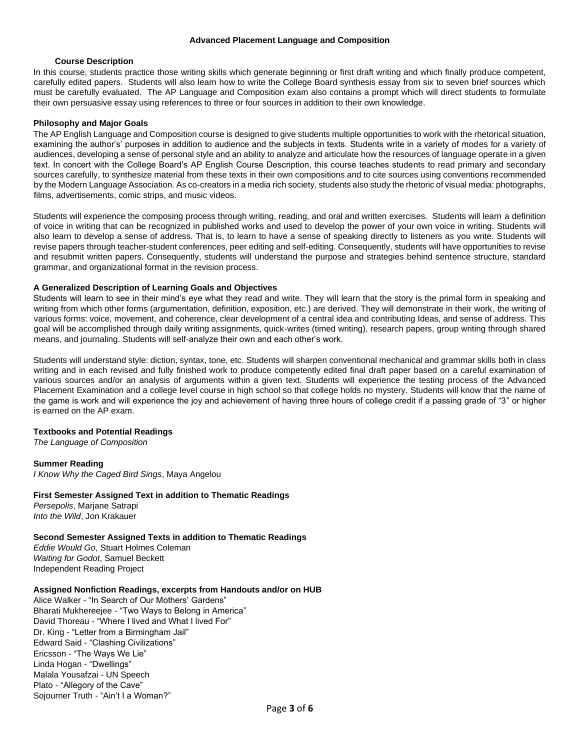# Advanced Placement Language and Composition

## Course Description

In this course, students practice those writing skills which generate beginning or first draft writing and which finally produce competent, carefully edited papers. Students will also learn how to write the College Board synthesis essay from six to seven brief sources which must be carefully evaluated. The AP Language and Composition exam also contains a prompt which will direct students to formulate their own persuasive essay using references to three or four sources in addition to their own knowledge.

## Philosophy and Major Goals

The AP English Language and Composition course is designed to give students multiple opportunities to work with the rhetorical situation, examining the author's' purposes in addition to audience and the subjects in texts. Students write in a variety of modes for a variety of audiences, developing a sense of personal style and an ability to analyze and articulate how the resources of language operate in a given text. In concert with the College Board's AP English Course Description, this course teaches students to read primary and secondary sources carefully, to synthesize material from these texts in their own compositions and to cite sources using conventions recommended by the Modern Language Association. As co-creators in a media rich society, students also study the rhetoric of visual media: photographs, films, advertisements, comic strips, and music videos.

Students will experience the composing process through writing, reading, and oral and written exercises. Students will learn a definition of voice in writing that can be recognized in published works and used to develop the power of your own voice in writing. Students will also learn to develop a sense of address. That is, to learn to have a sense of speaking directly to listeners as you write. Students will revise papers through teacher-student conferences, peer editing and self-editing. Consequently, students will have opportunities to revise and resubmit written papers. Consequently, students will understand the purpose and strategies behind sentence structure, standard grammar, and organizational format in the revision process.

## A Generalized Description of Learning Goals and Objectives

Students will learn to see in their mind's eye what they read and write. They will learn that the story is the primal form in speaking and writing from which other forms (argumentation, definition, exposition, etc.) are derived. They will demonstrate in their work, the writing of various forms: voice, movement, and coherence, clear development of a central idea and contributing Ideas, and sense of address. This goal will be accomplished through daily writing assignments, quick-writes (timed writing), research papers, group writing through shared means, and journaling. Students will self-analyze their own and each other's work.

Students will understand style: diction, syntax, tone, etc. Students will sharpen conventional mechanical and grammar skills both in class writing and in each revised and fully finished work to produce competently edited final draft paper based on a careful examination of various sources and/or an analysis of arguments within a given text. Students will experience the testing process of the Advanced Placement Examination and a college level course in high school so that college holds no mystery. Students will know that the name of the game is work and will experience the joy and achievement of having three hours of college credit if a passing grade of "3" or higher is earned on the AP exam.

## Textbooks and Potential Readings

*The Language of Composition*

## Summer Reading

*I Know Why the Caged Bird Sings*, Maya Angelou

## First Semester Assigned Text in addition to Thematic Readings

*Persepolis*, Marjane Satrapi
*Into the Wild*, Jon Krakauer

## Second Semester Assigned Texts in addition to Thematic Readings

*Eddie Would Go*, Stuart Holmes Coleman
*Waiting for Godot*, Samuel Beckett
Independent Reading Project

## Assigned Nonfiction Readings, excerpts from Handouts and/or on HUB

Alice Walker - "In Search of Our Mothers' Gardens"
Bharati Mukhereejee - "Two Ways to Belong in America"
David Thoreau - "Where I lived and What I lived For"
Dr. King - "Letter from a Birmingham Jail"
Edward Said - "Clashing Civilizations"
Ericsson - "The Ways We Lie"
Linda Hogan - "Dwellings"
Malala Yousafzai - UN Speech
Plato - "Allegory of the Cave"
Sojourner Truth - "Ain't I a Woman?"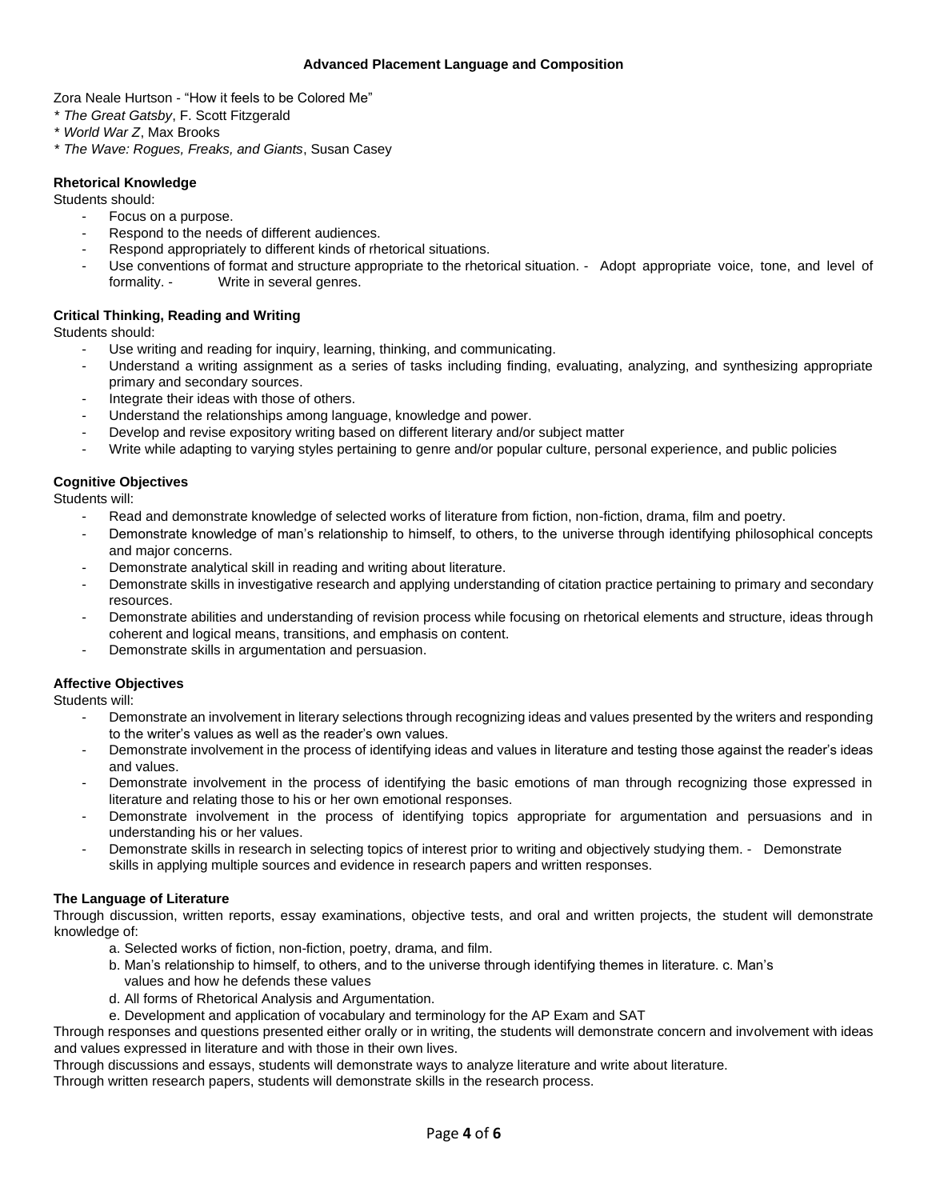**Advanced Placement Language and Composition**

Zora Neale Hurtson - "How it feels to be Colored Me"

- *The Great Gatsby*, F. Scott Fitzgerald
- *World War Z*, Max Brooks
- *The Wave: Rogues, Freaks, and Giants*, Susan Casey

**Rhetorical Knowledge**

Students should:

- Focus on a purpose.
- Respond to the needs of different audiences.
- Respond appropriately to different kinds of rhetorical situations.
- Use conventions of format and structure appropriate to the rhetorical situation.
- Adopt appropriate voice, tone, and level of formality.
- Write in several genres.

**Critical Thinking, Reading and Writing**

Students should:

- Use writing and reading for inquiry, learning, thinking, and communicating.
- Understand a writing assignment as a series of tasks including finding, evaluating, analyzing, and synthesizing appropriate primary and secondary sources.
- Integrate their ideas with those of others.
- Understand the relationships among language, knowledge and power.
- Develop and revise expository writing based on different literary and/or subject matter
- Write while adapting to varying styles pertaining to genre and/or popular culture, personal experience, and public policies

**Cognitive Objectives**

Students will:

- Read and demonstrate knowledge of selected works of literature from fiction, non-fiction, drama, film and poetry.
- Demonstrate knowledge of man's relationship to himself, to others, to the universe through identifying philosophical concepts and major concerns.
- Demonstrate analytical skill in reading and writing about literature.
- Demonstrate skills in investigative research and applying understanding of citation practice pertaining to primary and secondary resources.
- Demonstrate abilities and understanding of revision process while focusing on rhetorical elements and structure, ideas through coherent and logical means, transitions, and emphasis on content.
- Demonstrate skills in argumentation and persuasion.

**Affective Objectives**

Students will:

- Demonstrate an involvement in literary selections through recognizing ideas and values presented by the writers and responding to the writer's values as well as the reader's own values.
- Demonstrate involvement in the process of identifying ideas and values in literature and testing those against the reader's ideas and values.
- Demonstrate involvement in the process of identifying the basic emotions of man through recognizing those expressed in literature and relating those to his or her own emotional responses.
- Demonstrate involvement in the process of identifying topics appropriate for argumentation and persuasions and in understanding his or her values.
- Demonstrate skills in research in selecting topics of interest prior to writing and objectively studying them.
- Demonstrate skills in applying multiple sources and evidence in research papers and written responses.

**The Language of Literature**

Through discussion, written reports, essay examinations, objective tests, and oral and written projects, the student will demonstrate knowledge of:

a. Selected works of fiction, non-fiction, poetry, drama, and film.
b. Man's relationship to himself, to others, and to the universe through identifying themes in literature.
c. Man's values and how he defends these values
d. All forms of Rhetorical Analysis and Argumentation.
e. Development and application of vocabulary and terminology for the AP Exam and SAT

Through responses and questions presented either orally or in writing, the students will demonstrate concern and involvement with ideas and values expressed in literature and with those in their own lives.

Through discussions and essays, students will demonstrate ways to analyze literature and write about literature.

Through written research papers, students will demonstrate skills in the research process.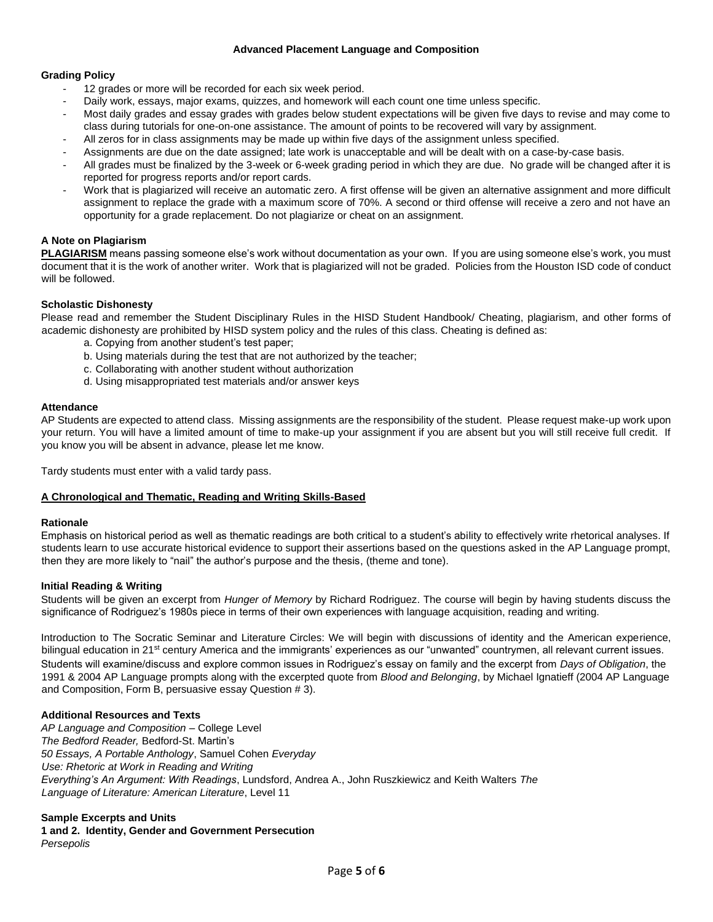**Advanced Placement Language and Composition**

**Grading Policy**

- 12 grades or more will be recorded for each six week period.
- Daily work, essays, major exams, quizzes, and homework will each count one time unless specific.
- Most daily grades and essay grades with grades below student expectations will be given five days to revise and may come to class during tutorials for one-on-one assistance. The amount of points to be recovered will vary by assignment.
- All zeros for in class assignments may be made up within five days of the assignment unless specified.
- Assignments are due on the date assigned; late work is unacceptable and will be dealt with on a case-by-case basis.
- All grades must be finalized by the 3-week or 6-week grading period in which they are due. No grade will be changed after it is reported for progress reports and/or report cards.
- Work that is plagiarized will receive an automatic zero. A first offense will be given an alternative assignment and more difficult assignment to replace the grade with a maximum score of 70%. A second or third offense will receive a zero and not have an opportunity for a grade replacement. Do not plagiarize or cheat on an assignment.

**A Note on Plagiarism**

**PLAGIARISM** means passing someone else's work without documentation as your own. If you are using someone else's work, you must document that it is the work of another writer. Work that is plagiarized will not be graded. Policies from the Houston ISD code of conduct will be followed.

**Scholastic Dishonesty**

Please read and remember the Student Disciplinary Rules in the HISD Student Handbook/ Cheating, plagiarism, and other forms of academic dishonesty are prohibited by HISD system policy and the rules of this class. Cheating is defined as:

a. Copying from another student's test paper;
b. Using materials during the test that are not authorized by the teacher;
c. Collaborating with another student without authorization
d. Using misappropriated test materials and/or answer keys

**Attendance**

AP Students are expected to attend class. Missing assignments are the responsibility of the student. Please request make-up work upon your return. You will have a limited amount of time to make-up your assignment if you are absent but you will still receive full credit. If you know you will be absent in advance, please let me know.

Tardy students must enter with a valid tardy pass.

**A Chronological and Thematic, Reading and Writing Skills-Based**

**Rationale**

Emphasis on historical period as well as thematic readings are both critical to a student's ability to effectively write rhetorical analyses. If students learn to use accurate historical evidence to support their assertions based on the questions asked in the AP Language prompt, then they are more likely to "nail" the author's purpose and the thesis, (theme and tone).

**Initial Reading & Writing**

Students will be given an excerpt from *Hunger of Memory* by Richard Rodriguez. The course will begin by having students discuss the significance of Rodriguez's 1980s piece in terms of their own experiences with language acquisition, reading and writing.

Introduction to The Socratic Seminar and Literature Circles: We will begin with discussions of identity and the American experience, bilingual education in 21st century America and the immigrants' experiences as our "unwanted" countrymen, all relevant current issues. Students will examine/discuss and explore common issues in Rodriguez's essay on family and the excerpt from *Days of Obligation*, the 1991 & 2004 AP Language prompts along with the excerpted quote from *Blood and Belonging*, by Michael Ignatieff (2004 AP Language and Composition, Form B, persuasive essay Question # 3).

**Additional Resources and Texts**

*AP Language and Composition* – College Level
*The Bedford Reader,* Bedford-St. Martin's
*50 Essays, A Portable Anthology*, Samuel Cohen *Everyday Use: Rhetoric at Work in Reading and Writing*
*Everything's An Argument: With Readings*, Lundsford, Andrea A., John Ruszkiewicz and Keith Walters *The Language of Literature: American Literature*, Level 11

**Sample Excerpts and Units**

**1 and 2. Identity, Gender and Government Persecution**

*Persepolis*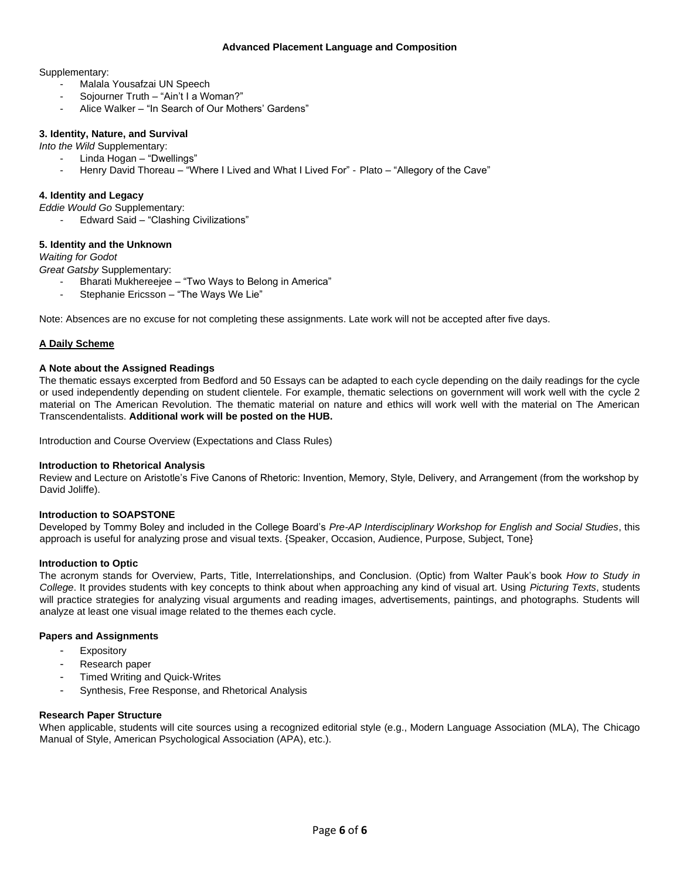Supplementary:

- Malala Yousafzai UN Speech
- Sojourner Truth – "Ain't I a Woman?"
- Alice Walker – "In Search of Our Mothers' Gardens"

**3. Identity, Nature, and Survival**

*Into the Wild* Supplementary:

- Linda Hogan – "Dwellings"
- Henry David Thoreau – "Where I Lived and What I Lived For" - Plato – "Allegory of the Cave"

**4. Identity and Legacy**

*Eddie Would Go* Supplementary:

- Edward Said – "Clashing Civilizations"

**5. Identity and the Unknown**

*Waiting for Godot*

*Great Gatsby* Supplementary:

- Bharati Mukhereejee – "Two Ways to Belong in America"
- Stephanie Ericsson – "The Ways We Lie"

Note: Absences are no excuse for not completing these assignments. Late work will not be accepted after five days.

## A Daily Scheme

**A Note about the Assigned Readings**

The thematic essays excerpted from Bedford and 50 Essays can be adapted to each cycle depending on the daily readings for the cycle or used independently depending on student clientele. For example, thematic selections on government will work well with the cycle 2 material on The American Revolution. The thematic material on nature and ethics will work well with the material on The American Transcendentalists. **Additional work will be posted on the HUB.**

Introduction and Course Overview (Expectations and Class Rules)

**Introduction to Rhetorical Analysis**

Review and Lecture on Aristotle's Five Canons of Rhetoric: Invention, Memory, Style, Delivery, and Arrangement (from the workshop by David Joliffe).

**Introduction to SOAPSTONE**

Developed by Tommy Boley and included in the College Board's *Pre-AP Interdisciplinary Workshop for English and Social Studies*, this approach is useful for analyzing prose and visual texts. {Speaker, Occasion, Audience, Purpose, Subject, Tone}

**Introduction to Optic**

The acronym stands for Overview, Parts, Title, Interrelationships, and Conclusion. (Optic) from Walter Pauk's book *How to Study in College*. It provides students with key concepts to think about when approaching any kind of visual art. Using *Picturing Texts*, students will practice strategies for analyzing visual arguments and reading images, advertisements, paintings, and photographs. Students will analyze at least one visual image related to the themes each cycle.

**Papers and Assignments**

- Expository
- Research paper
- Timed Writing and Quick-Writes
- Synthesis, Free Response, and Rhetorical Analysis

**Research Paper Structure**

When applicable, students will cite sources using a recognized editorial style (e.g., Modern Language Association (MLA), The Chicago Manual of Style, American Psychological Association (APA), etc.).